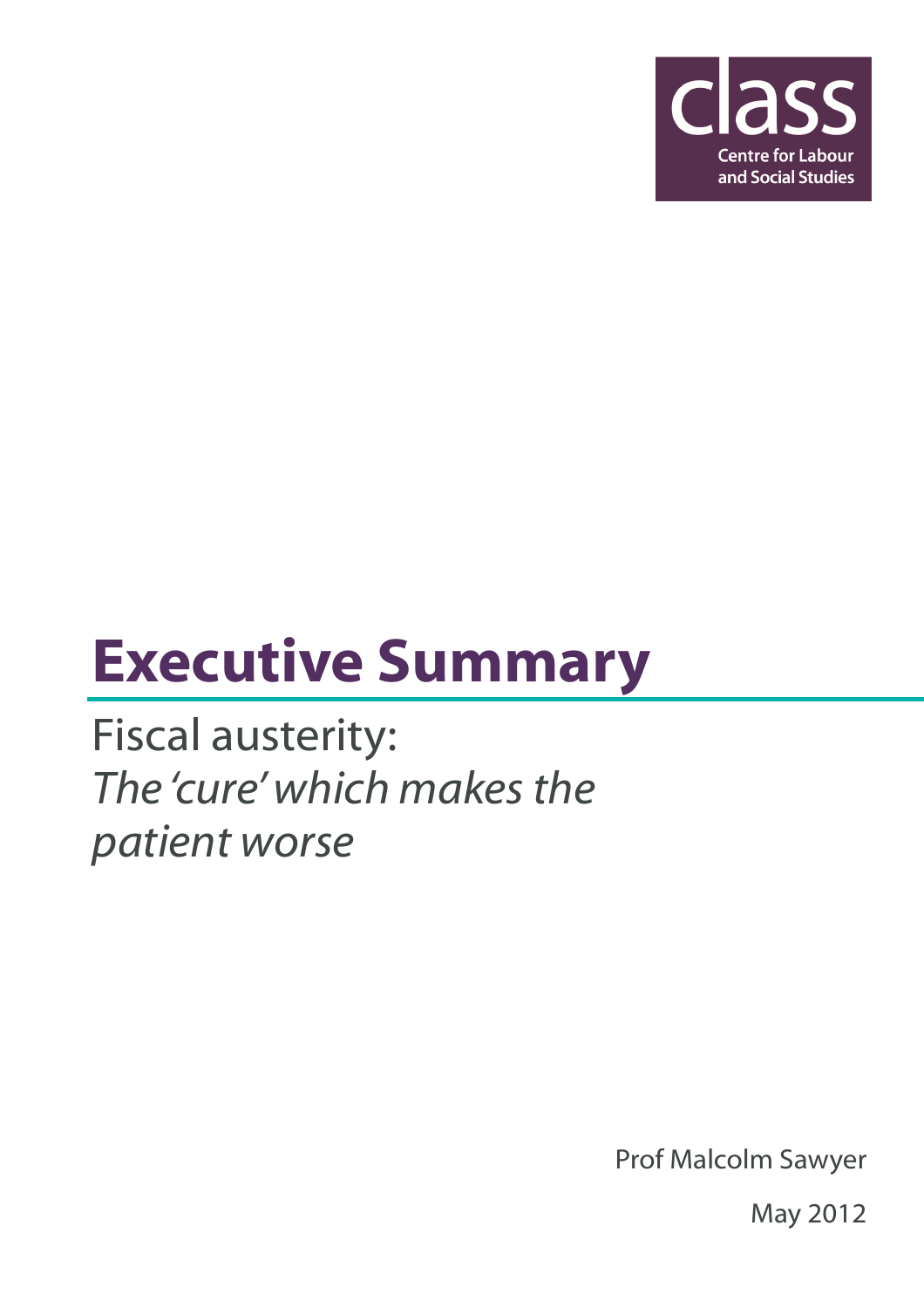class

Centre for Labour and Social Studies

# Executive Summary

## Fiscal austerity: *The 'cure' which makes the patient worse*

Prof Malcolm Sawyer

May 2012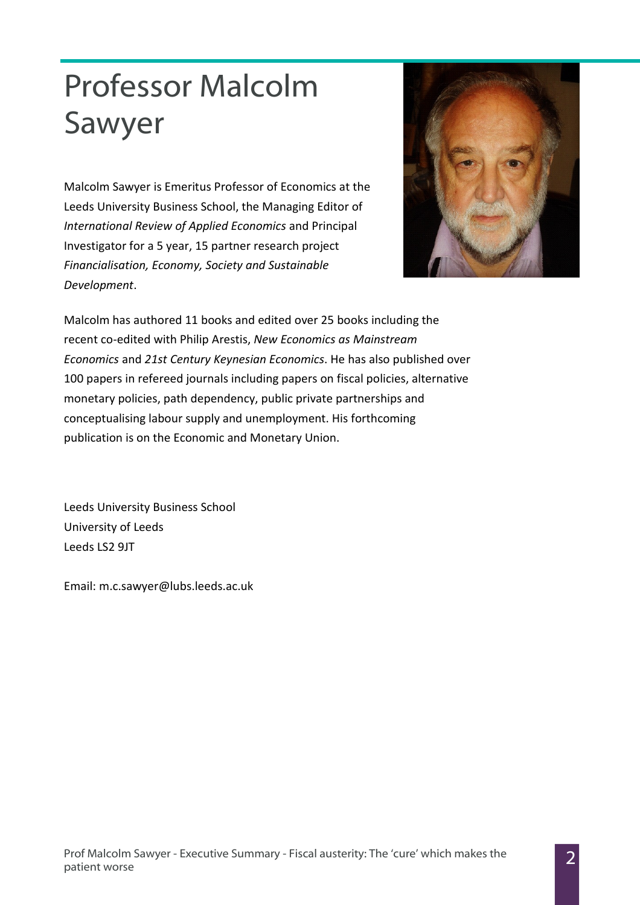# Professor Malcolm Sawyer

Malcolm Sawyer is Emeritus Professor of Economics at the Leeds University Business School, the Managing Editor of *International Review of Applied Economics* and Principal Investigator for a 5 year, 15 partner research project *Financialisation, Economy, Society and Sustainable Development*.

Malcolm has authored 11 books and edited over 25 books including the recent co-edited with Philip Arestis, *New Economics as Mainstream Economics* and *21st Century Keynesian Economics*. He has also published over 100 papers in refereed journals including papers on fiscal policies, alternative monetary policies, path dependency, public private partnerships and conceptualising labour supply and unemployment. His forthcoming publication is on the Economic and Monetary Union.

Leeds University Business School
University of Leeds
Leeds LS2 9JT

Email: m.c.sawyer@lubs.leeds.ac.uk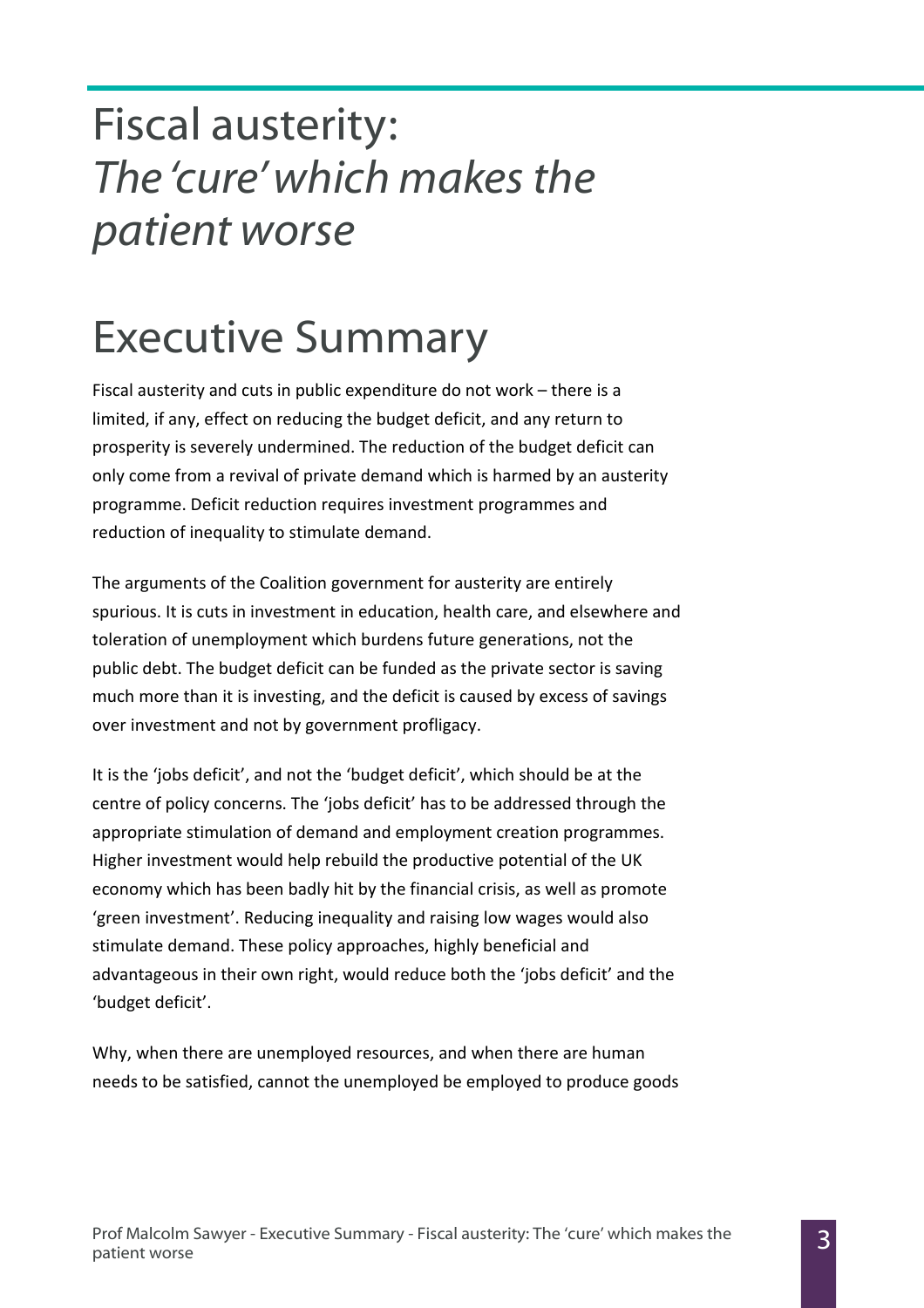# Fiscal austerity: *The 'cure' which makes the patient worse*

## Executive Summary

Fiscal austerity and cuts in public expenditure do not work – there is a limited, if any, effect on reducing the budget deficit, and any return to prosperity is severely undermined. The reduction of the budget deficit can only come from a revival of private demand which is harmed by an austerity programme. Deficit reduction requires investment programmes and reduction of inequality to stimulate demand.

The arguments of the Coalition government for austerity are entirely spurious. It is cuts in investment in education, health care, and elsewhere and toleration of unemployment which burdens future generations, not the public debt. The budget deficit can be funded as the private sector is saving much more than it is investing, and the deficit is caused by excess of savings over investment and not by government profligacy.

It is the 'jobs deficit', and not the 'budget deficit', which should be at the centre of policy concerns. The 'jobs deficit' has to be addressed through the appropriate stimulation of demand and employment creation programmes. Higher investment would help rebuild the productive potential of the UK economy which has been badly hit by the financial crisis, as well as promote 'green investment'. Reducing inequality and raising low wages would also stimulate demand. These policy approaches, highly beneficial and advantageous in their own right, would reduce both the 'jobs deficit' and the 'budget deficit'.

Why, when there are unemployed resources, and when there are human needs to be satisfied, cannot the unemployed be employed to produce goods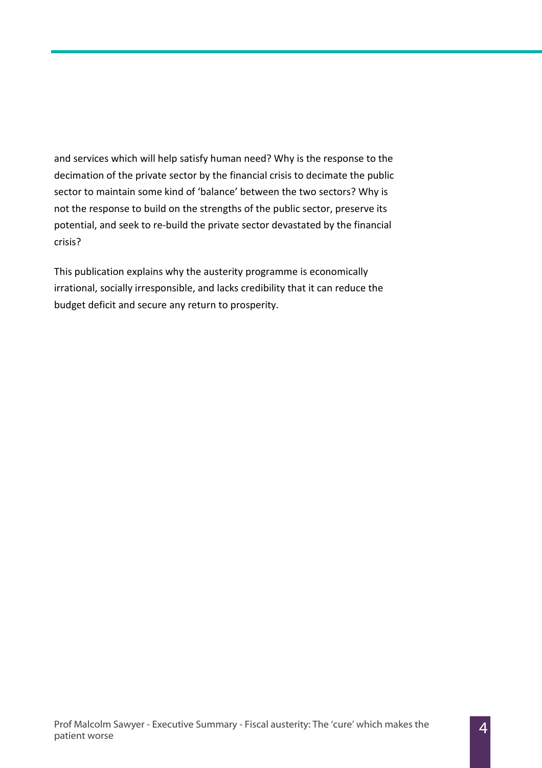and services which will help satisfy human need? Why is the response to the decimation of the private sector by the financial crisis to decimate the public sector to maintain some kind of 'balance' between the two sectors? Why is not the response to build on the strengths of the public sector, preserve its potential, and seek to re-build the private sector devastated by the financial crisis?

This publication explains why the austerity programme is economically irrational, socially irresponsible, and lacks credibility that it can reduce the budget deficit and secure any return to prosperity.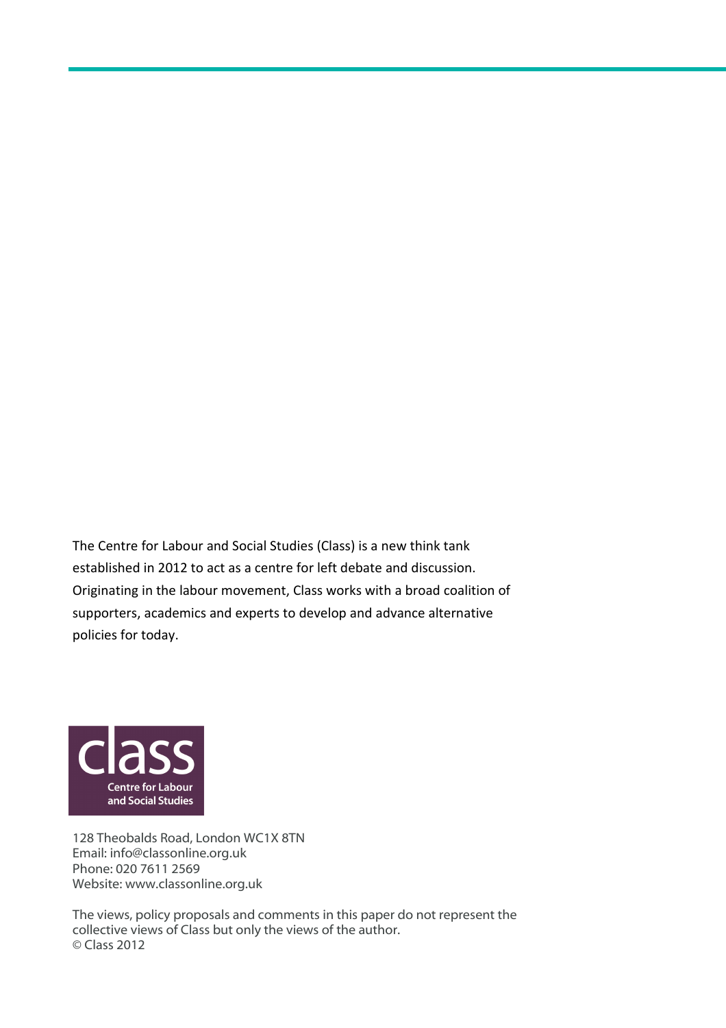The Centre for Labour and Social Studies (Class) is a new think tank established in 2012 to act as a centre for left debate and discussion. Originating in the labour movement, Class works with a broad coalition of supporters, academics and experts to develop and advance alternative policies for today.

class
Centre for Labour
and Social Studies

128 Theobalds Road, London WC1X 8TN
Email: info@classonline.org.uk
Phone: 020 7611 2569
Website: www.classonline.org.uk

The views, policy proposals and comments in this paper do not represent the collective views of Class but only the views of the author.
© Class 2012